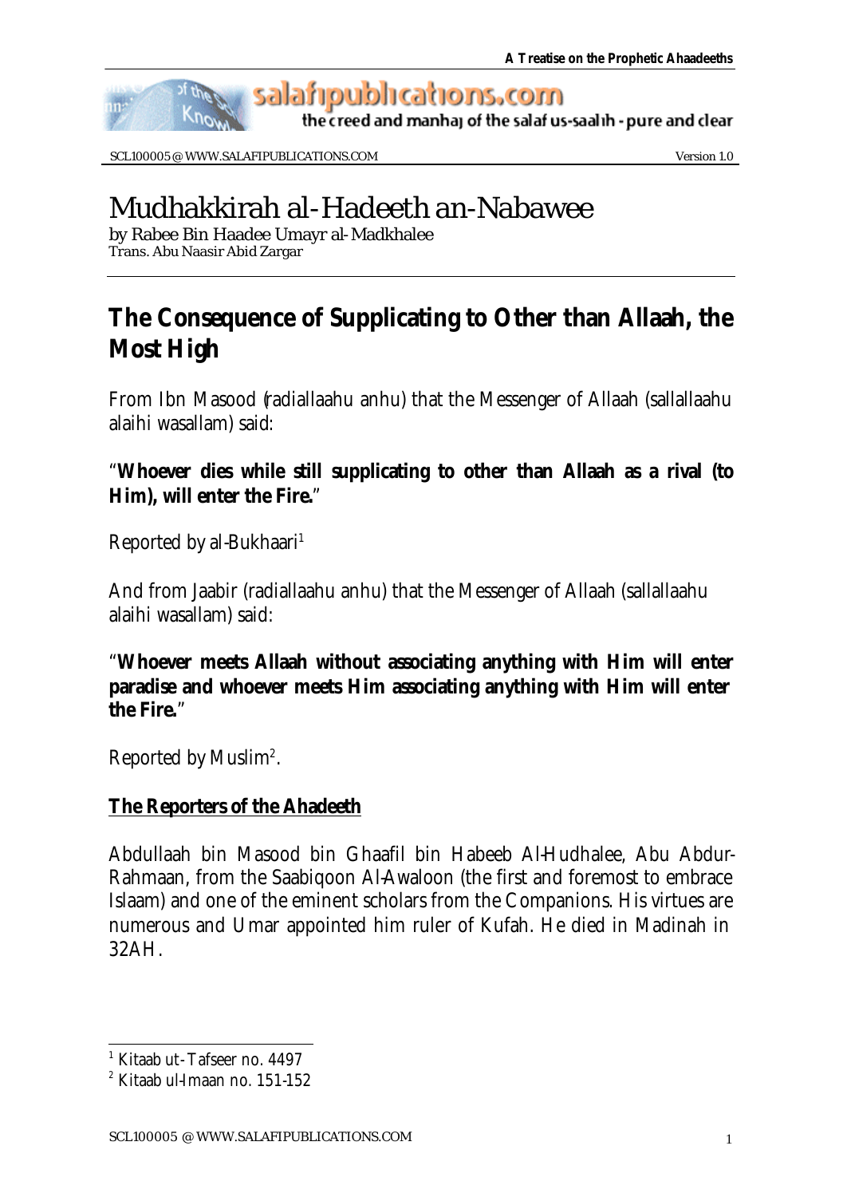# Mudhakkirah al-Hadeeth an-Nabawee

by Rabee Bin Haadee Umayr al-Madkhalee
Trans. Abu Naasir Abid Zargar

## The Consequence of Supplicating to Other than Allaah, the Most High

From Ibn Masood (radiallaahu anhu) that the Messenger of Allaah (sallallaahu alaihi wasallam) said:

"**Whoever dies while still supplicating to other than Allaah as a rival (to Him), will enter the Fire.**"

Reported by al-Bukhaari[1]

And from Jaabir (radiallaahu anhu) that the Messenger of Allaah (sallallaahu alaihi wasallam) said:

"**Whoever meets Allaah without associating anything with Him will enter paradise and whoever meets Him associating anything with Him will enter the Fire.**"

Reported by Muslim[2].

### The Reporters of the Ahadeeth

Abdullaah bin Masood bin Ghaafil bin Habeeb Al-Hudhalee, Abu Abdur-Rahmaan, from the Saabiqoon Al-Awaloon (the first and foremost to embrace Islaam) and one of the eminent scholars from the Companions. His virtues are numerous and Umar appointed him ruler of Kufah. He died in Madinah in 32AH.

---

[1] Kitaab ut-Tafseer no. 4497

[2] Kitaab ul-Imaan no. 151-152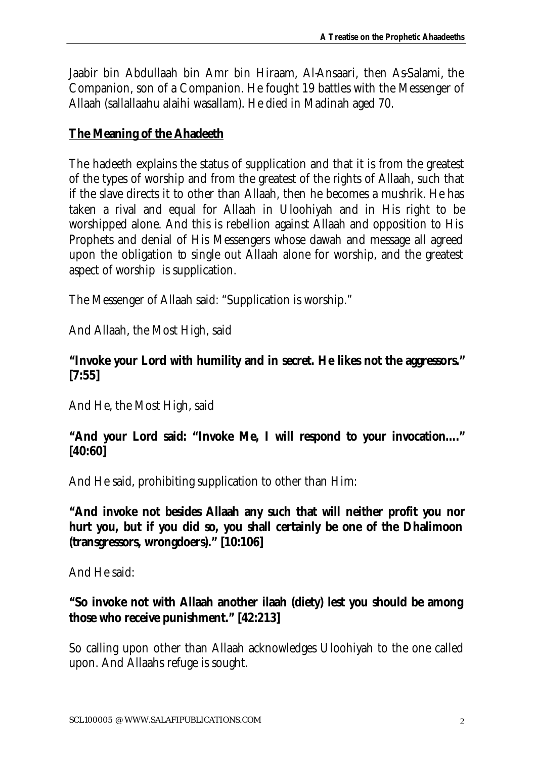Jaabir bin Abdullaah bin Amr bin Hiraam, Al-Ansaari, then As-Salami, the Companion, son of a Companion. He fought 19 battles with the Messenger of Allaah (sallallaahu alaihi wasallam). He died in Madinah aged 70.

**The Meaning of the Ahadeeth**

The hadeeth explains the status of supplication and that it is from the greatest of the types of worship and from the greatest of the rights of Allaah, such that if the slave directs it to other than Allaah, then he becomes a mushrik. He has taken a rival and equal for Allaah in Uloohiyah and in His right to be worshipped alone. And this is rebellion against Allaah and opposition to His Prophets and denial of His Messengers whose dawah and message all agreed upon the obligation to single out Allaah alone for worship, and the greatest aspect of worship is supplication.

The Messenger of Allaah said: "Supplication is worship."

And Allaah, the Most High, said

**"Invoke your Lord with humility and in secret. He likes not the aggressors." [7:55]**

And He, the Most High, said

**"And your Lord said: "Invoke Me, I will respond to your invocation...." [40:60]**

And He said, prohibiting supplication to other than Him:

**"And invoke not besides Allaah any such that will neither profit you nor hurt you, but if you did so, you shall certainly be one of the Dhalimoon (transgressors, wrongdoers)." [10:106]**

And He said:

**"So invoke not with Allaah another ilaah (diety) lest you should be among those who receive punishment." [42:213]**

So calling upon other than Allaah acknowledges Uloohiyah to the one called upon. And Allaahs refuge is sought.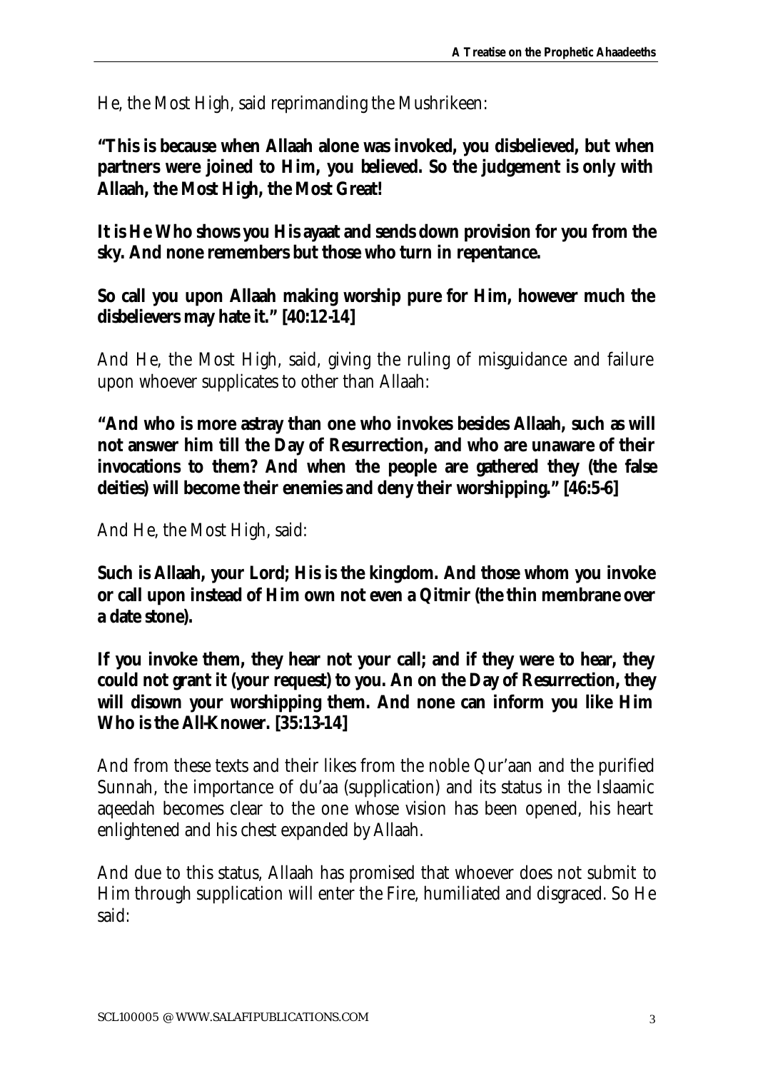He, the Most High, said reprimanding the Mushrikeen:

**"This is because when Allaah alone was invoked, you disbelieved, but when partners were joined to Him, you believed. So the judgement is only with Allaah, the Most High, the Most Great!**

**It is He Who shows you His ayaat and sends down provision for you from the sky. And none remembers but those who turn in repentance.**

**So call you upon Allaah making worship pure for Him, however much the disbelievers may hate it." [40:12-14]**

And He, the Most High, said, giving the ruling of misguidance and failure upon whoever supplicates to other than Allaah:

**"And who is more astray than one who invokes besides Allaah, such as will not answer him till the Day of Resurrection, and who are unaware of their invocations to them? And when the people are gathered they (the false deities) will become their enemies and deny their worshipping." [46:5-6]**

And He, the Most High, said:

**Such is Allaah, your Lord; His is the kingdom. And those whom you invoke or call upon instead of Him own not even a Qitmir (the thin membrane over a date stone).**

**If you invoke them, they hear not your call; and if they were to hear, they could not grant it (your request) to you. An on the Day of Resurrection, they will disown your worshipping them. And none can inform you like Him Who is the All-Knower. [35:13-14]**

And from these texts and their likes from the noble Qur'aan and the purified Sunnah, the importance of du'aa (supplication) and its status in the Islaamic aqeedah becomes clear to the one whose vision has been opened, his heart enlightened and his chest expanded by Allaah.

And due to this status, Allaah has promised that whoever does not submit to Him through supplication will enter the Fire, humiliated and disgraced. So He said: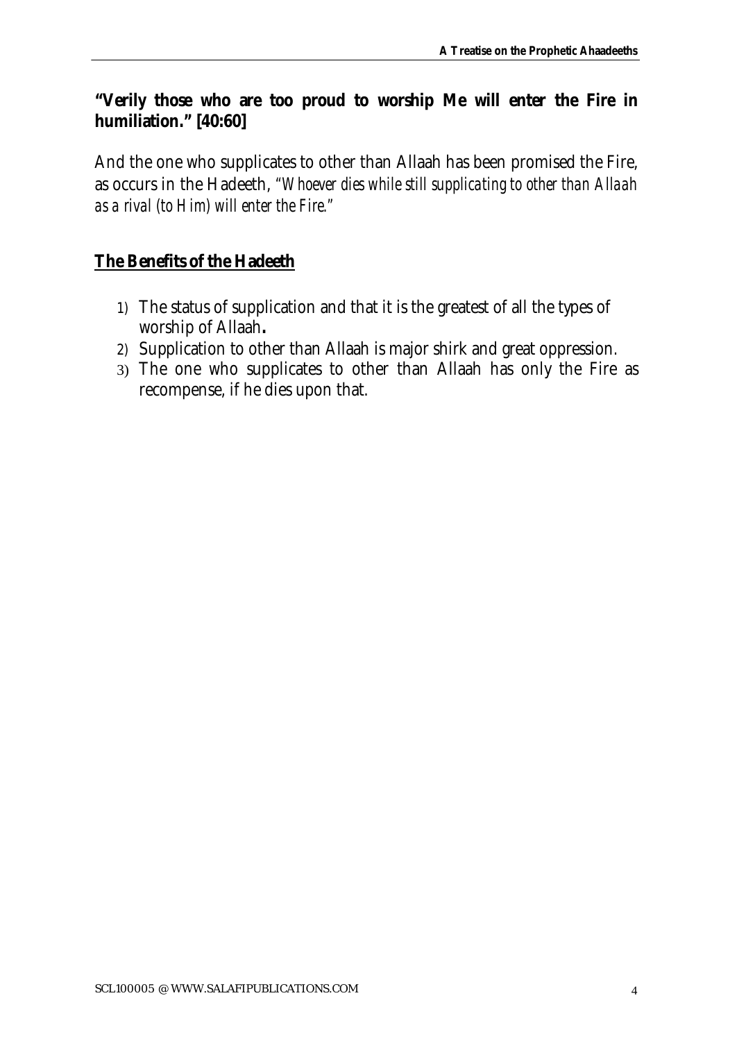**"Verily those who are too proud to worship Me will enter the Fire in humiliation." [40:60]**

And the one who supplicates to other than Allaah has been promised the Fire, as occurs in the Hadeeth, *"Whoever dies while still supplicating to other than Allaah as a rival (to Him) will enter the Fire."*

## The Benefits of the Hadeeth

1) The status of supplication and that it is the greatest of all the types of worship of Allaah**.**
2) Supplication to other than Allaah is major shirk and great oppression.
3) The one who supplicates to other than Allaah has only the Fire as recompense, if he dies upon that.

SCL100005 @ WWW.SALAFIPUBLICATIONS.COM